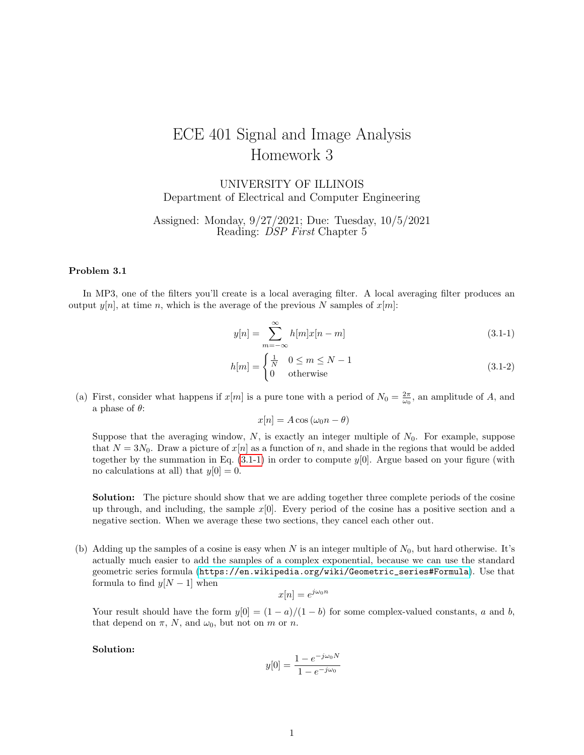# ECE 401 Signal and Image Analysis
# Homework 3

UNIVERSITY OF ILLINOIS
Department of Electrical and Computer Engineering

Assigned: Monday, 9/27/2021; Due: Tuesday, 10/5/2021
Reading: *DSP First* Chapter 5

### Problem 3.1

In MP3, one of the filters you'll create is a local averaging filter. A local averaging filter produces an output $y[n]$, at time $n$, which is the average of the previous $N$ samples of $x[m]$:

$$y[n] = \sum_{m=-\infty}^{\infty} h[m]x[n-m] \tag{3.1-1}$$

$$h[m] = \begin{cases} \frac{1}{N} & 0 \le m \le N-1 \\ 0 & \text{otherwise} \end{cases} \tag{3.1-2}$$

(a) First, consider what happens if $x[m]$ is a pure tone with a period of $N_0 = \frac{2\pi}{\omega_0}$, an amplitude of $A$, and a phase of $\theta$:

$$x[n] = A\cos(\omega_0 n - \theta)$$

Suppose that the averaging window, $N$, is exactly an integer multiple of $N_0$. For example, suppose that $N = 3N_0$. Draw a picture of $x[n]$ as a function of $n$, and shade in the regions that would be added together by the summation in Eq. (3.1-1) in order to compute $y[0]$. Argue based on your figure (with no calculations at all) that $y[0] = 0$.

**Solution:** The picture should show that we are adding together three complete periods of the cosine up through, and including, the sample $x[0]$. Every period of the cosine has a positive section and a negative section. When we average these two sections, they cancel each other out.

(b) Adding up the samples of a cosine is easy when $N$ is an integer multiple of $N_0$, but hard otherwise. It's actually much easier to add the samples of a complex exponential, because we can use the standard geometric series formula (`https://en.wikipedia.org/wiki/Geometric_series#Formula`). Use that formula to find $y[N-1]$ when

$$x[n] = e^{j\omega_0 n}$$

Your result should have the form $y[0] = (1-a)/(1-b)$ for some complex-valued constants, $a$ and $b$, that depend on $\pi$, $N$, and $\omega_0$, but not on $m$ or $n$.

**Solution:**

$$y[0] = \frac{1 - e^{-j\omega_0 N}}{1 - e^{-j\omega_0}}$$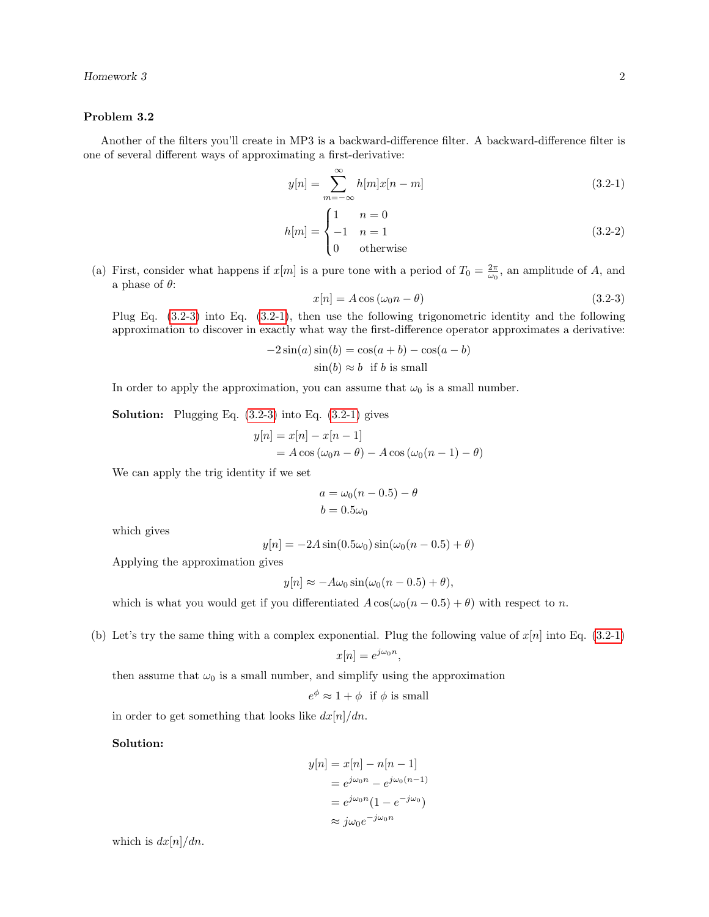### Problem 3.2

Another of the filters you'll create in MP3 is a backward-difference filter. A backward-difference filter is one of several different ways of approximating a first-derivative:

$$y[n] = \sum_{m=-\infty}^{\infty} h[m]x[n-m] \tag{3.2-1}$$

$$h[m] = \begin{cases} 1 & n = 0 \\ -1 & n = 1 \\ 0 & \text{otherwise} \end{cases} \tag{3.2-2}$$

(a) First, consider what happens if $x[m]$ is a pure tone with a period of $T_0 = \frac{2\pi}{\omega_0}$, an amplitude of $A$, and a phase of $\theta$:

$$x[n] = A\cos(\omega_0 n - \theta) \tag{3.2-3}$$

Plug Eq. (3.2-3) into Eq. (3.2-1), then use the following trigonometric identity and the following approximation to discover in exactly what way the first-difference operator approximates a derivative:

$$-2\sin(a)\sin(b) = \cos(a+b) - \cos(a-b)$$

$$\sin(b) \approx b \quad \text{if } b \text{ is small}$$

In order to apply the approximation, you can assume that $\omega_0$ is a small number.

**Solution:** Plugging Eq. (3.2-3) into Eq. (3.2-1) gives

$$\begin{aligned} y[n] &= x[n] - x[n-1] \\ &= A\cos(\omega_0 n - \theta) - A\cos(\omega_0(n-1) - \theta) \end{aligned}$$

We can apply the trig identity if we set

$$\begin{aligned} a &= \omega_0(n - 0.5) - \theta \\ b &= 0.5\omega_0 \end{aligned}$$

which gives

$$y[n] = -2A\sin(0.5\omega_0)\sin(\omega_0(n-0.5) + \theta)$$

Applying the approximation gives

$$y[n] \approx -A\omega_0 \sin(\omega_0(n-0.5) + \theta),$$

which is what you would get if you differentiated $A\cos(\omega_0(n-0.5) + \theta)$ with respect to $n$.

(b) Let's try the same thing with a complex exponential. Plug the following value of $x[n]$ into Eq. (3.2-1)

$$x[n] = e^{j\omega_0 n},$$

then assume that $\omega_0$ is a small number, and simplify using the approximation

$$e^{\phi} \approx 1 + \phi \quad \text{if } \phi \text{ is small}$$

in order to get something that looks like $dx[n]/dn$.

**Solution:**

$$\begin{aligned} y[n] &= x[n] - n[n-1] \\ &= e^{j\omega_0 n} - e^{j\omega_0(n-1)} \\ &= e^{j\omega_0 n}(1 - e^{-j\omega_0}) \\ &\approx j\omega_0 e^{-j\omega_0 n} \end{aligned}$$

which is $dx[n]/dn$.